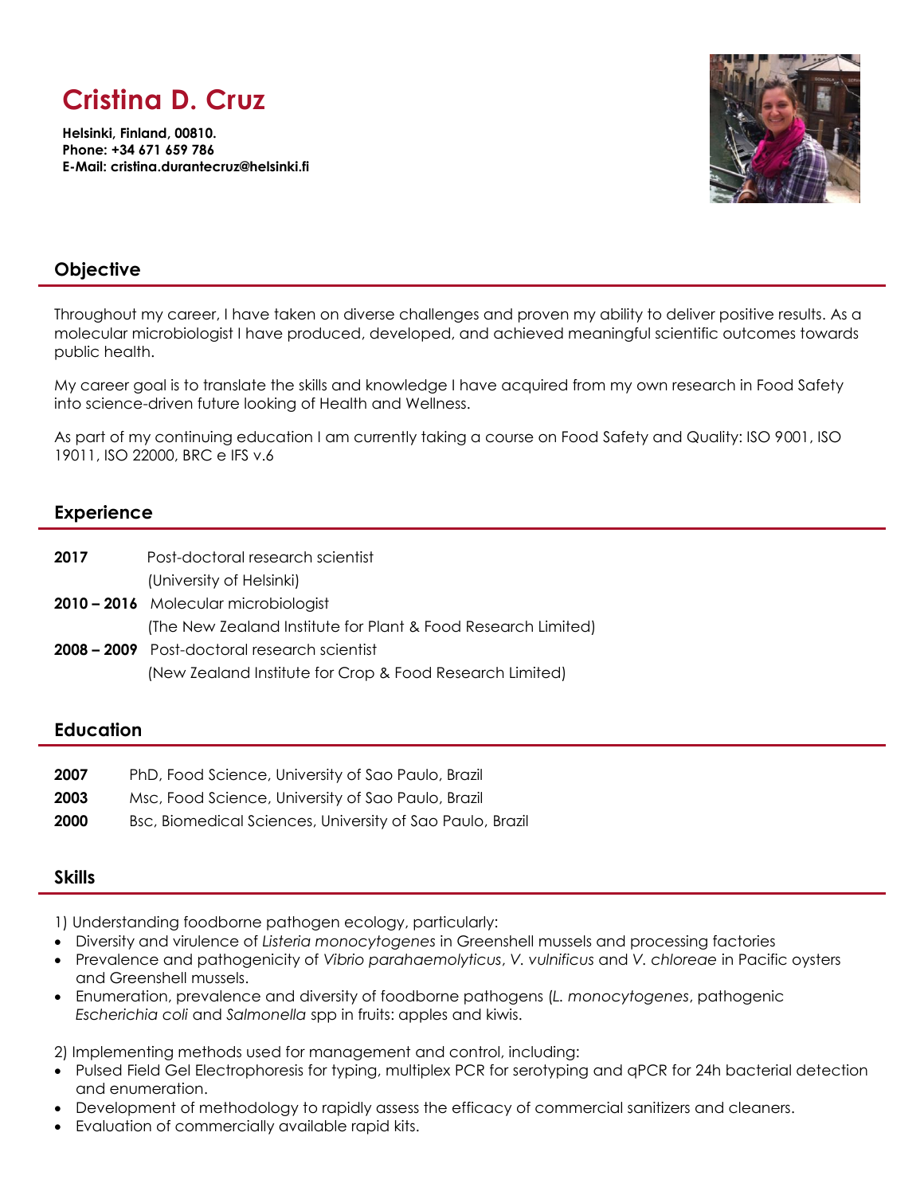# Cristina D. Cruz

**Helsinki, Finland, 00810.**
**Phone: +34 671 659 786**
**E-Mail: cristina.durantecruz@helsinki.fi**

## Objective

Throughout my career, I have taken on diverse challenges and proven my ability to deliver positive results. As a molecular microbiologist I have produced, developed, and achieved meaningful scientific outcomes towards public health.

My career goal is to translate the skills and knowledge I have acquired from my own research in Food Safety into science-driven future looking of Health and Wellness.

As part of my continuing education I am currently taking a course on Food Safety and Quality: ISO 9001, ISO 19011, ISO 22000, BRC e IFS v.6

## Experience

**2017** Post-doctoral research scientist
(University of Helsinki)

**2010 – 2016** Molecular microbiologist
(The New Zealand Institute for Plant & Food Research Limited)

**2008 – 2009** Post-doctoral research scientist
(New Zealand Institute for Crop & Food Research Limited)

## Education

**2007** PhD, Food Science, University of Sao Paulo, Brazil

**2003** Msc, Food Science, University of Sao Paulo, Brazil

**2000** Bsc, Biomedical Sciences, University of Sao Paulo, Brazil

## Skills

1) Understanding foodborne pathogen ecology, particularly:

- Diversity and virulence of *Listeria monocytogenes* in Greenshell mussels and processing factories
- Prevalence and pathogenicity of *Vibrio parahaemolyticus*, *V. vulnificus* and *V. chloreae* in Pacific oysters and Greenshell mussels.
- Enumeration, prevalence and diversity of foodborne pathogens (*L. monocytogenes*, pathogenic *Escherichia coli* and *Salmonella* spp in fruits: apples and kiwis.

2) Implementing methods used for management and control, including:

- Pulsed Field Gel Electrophoresis for typing, multiplex PCR for serotyping and qPCR for 24h bacterial detection and enumeration.
- Development of methodology to rapidly assess the efficacy of commercial sanitizers and cleaners.
- Evaluation of commercially available rapid kits.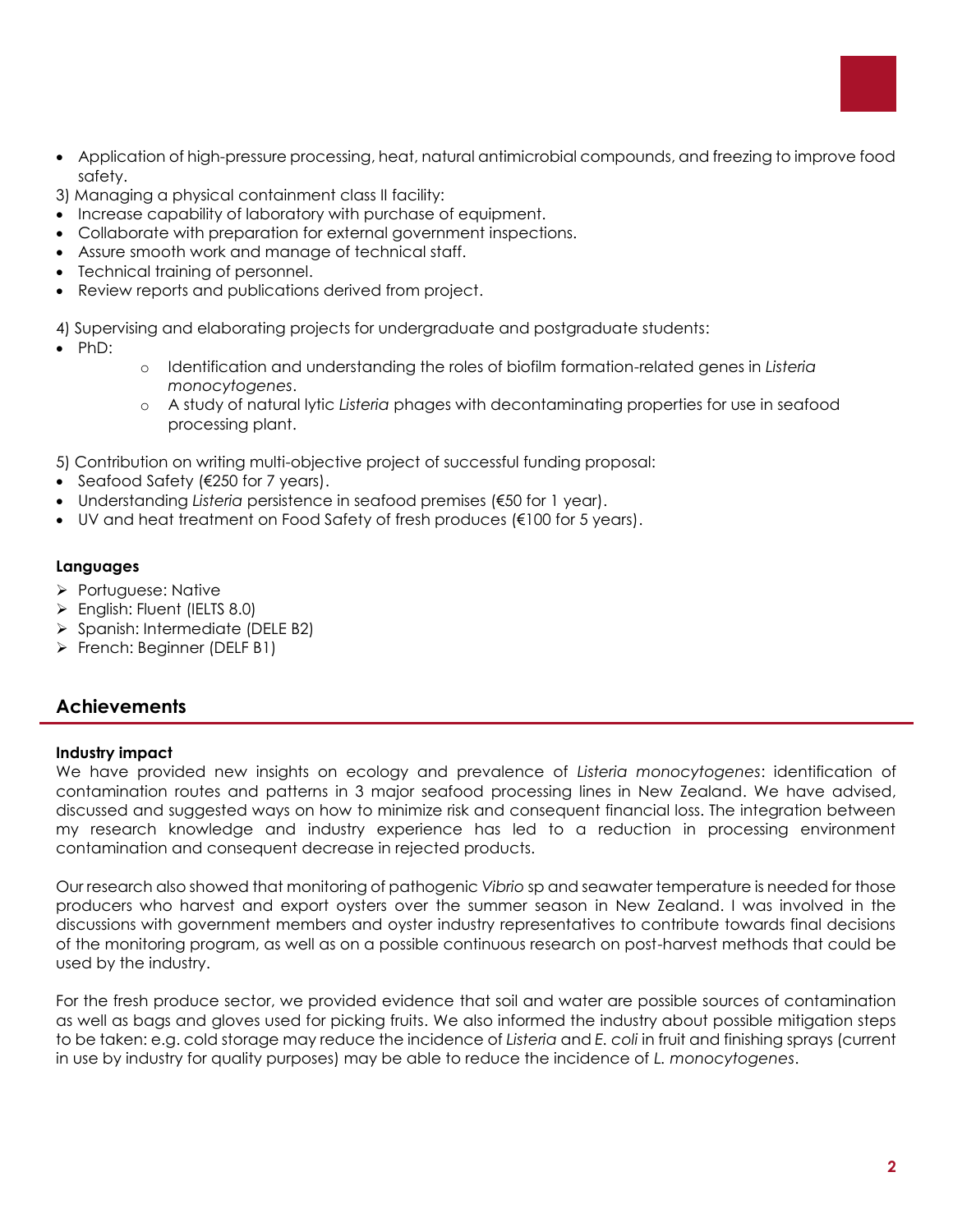- Application of high-pressure processing, heat, natural antimicrobial compounds, and freezing to improve food safety.

3) Managing a physical containment class II facility:

- Increase capability of laboratory with purchase of equipment.
- Collaborate with preparation for external government inspections.
- Assure smooth work and manage of technical staff.
- Technical training of personnel.
- Review reports and publications derived from project.

4) Supervising and elaborating projects for undergraduate and postgraduate students:

- PhD:
  - Identification and understanding the roles of biofilm formation-related genes in *Listeria monocytogenes*.
  - A study of natural lytic *Listeria* phages with decontaminating properties for use in seafood processing plant.

5) Contribution on writing multi-objective project of successful funding proposal:

- Seafood Safety (€250 for 7 years).
- Understanding *Listeria* persistence in seafood premises (€50 for 1 year).
- UV and heat treatment on Food Safety of fresh produces (€100 for 5 years).

**Languages**

- Portuguese: Native
- English: Fluent (IELTS 8.0)
- Spanish: Intermediate (DELE B2)
- French: Beginner (DELF B1)

## Achievements

**Industry impact**

We have provided new insights on ecology and prevalence of *Listeria monocytogenes*: identification of contamination routes and patterns in 3 major seafood processing lines in New Zealand. We have advised, discussed and suggested ways on how to minimize risk and consequent financial loss. The integration between my research knowledge and industry experience has led to a reduction in processing environment contamination and consequent decrease in rejected products.

Our research also showed that monitoring of pathogenic *Vibrio* sp and seawater temperature is needed for those producers who harvest and export oysters over the summer season in New Zealand. I was involved in the discussions with government members and oyster industry representatives to contribute towards final decisions of the monitoring program, as well as on a possible continuous research on post-harvest methods that could be used by the industry.

For the fresh produce sector, we provided evidence that soil and water are possible sources of contamination as well as bags and gloves used for picking fruits. We also informed the industry about possible mitigation steps to be taken: e.g. cold storage may reduce the incidence of *Listeria* and *E. coli* in fruit and finishing sprays (current in use by industry for quality purposes) may be able to reduce the incidence of *L. monocytogenes*.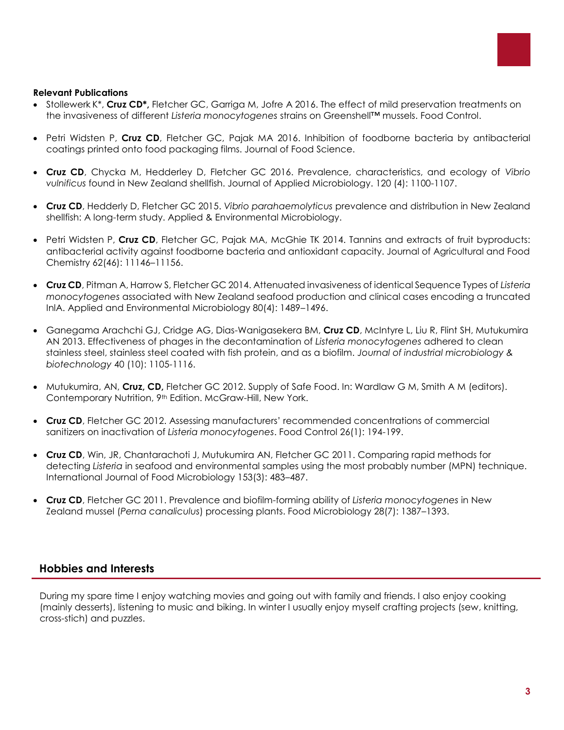**Relevant Publications**

- Stollewerk K*, **Cruz CD*,** Fletcher GC, Garriga M, Jofre A 2016. The effect of mild preservation treatments on the invasiveness of different *Listeria monocytogenes* strains on Greenshell™ mussels. Food Control.

- Petri Widsten P, **Cruz CD**, Fletcher GC, Pajak MA 2016. Inhibition of foodborne bacteria by antibacterial coatings printed onto food packaging films. Journal of Food Science.

- **Cruz CD**, Chycka M, Hedderley D, Fletcher GC 2016. Prevalence, characteristics, and ecology of *Vibrio vulnificus* found in New Zealand shellfish. Journal of Applied Microbiology. 120 (4): 1100-1107.

- **Cruz CD**, Hedderly D, Fletcher GC 2015. *Vibrio parahaemolyticus* prevalence and distribution in New Zealand shellfish: A long-term study. Applied & Environmental Microbiology.

- Petri Widsten P, **Cruz CD**, Fletcher GC, Pajak MA, McGhie TK 2014. Tannins and extracts of fruit byproducts: antibacterial activity against foodborne bacteria and antioxidant capacity. Journal of Agricultural and Food Chemistry 62(46): 11146–11156.

- **Cruz CD**, Pitman A, Harrow S, Fletcher GC 2014. Attenuated invasiveness of identical Sequence Types of *Listeria monocytogenes* associated with New Zealand seafood production and clinical cases encoding a truncated InlA. Applied and Environmental Microbiology 80(4): 1489–1496.

- Ganegama Arachchi GJ, Cridge AG, Dias-Wanigasekera BM, **Cruz CD**, McIntyre L, Liu R, Flint SH, Mutukumira AN 2013. Effectiveness of phages in the decontamination of *Listeria monocytogenes* adhered to clean stainless steel, stainless steel coated with fish protein, and as a biofilm. *Journal of industrial microbiology & biotechnology* 40 (10): 1105-1116.

- Mutukumira, AN, **Cruz, CD,** Fletcher GC 2012. Supply of Safe Food. In: Wardlaw G M, Smith A M (editors). Contemporary Nutrition, 9th Edition. McGraw-Hill, New York.

- **Cruz CD**, Fletcher GC 2012. Assessing manufacturers' recommended concentrations of commercial sanitizers on inactivation of *Listeria monocytogenes*. Food Control 26(1): 194-199.

- **Cruz CD**, Win, JR, Chantarachoti J, Mutukumira AN, Fletcher GC 2011. Comparing rapid methods for detecting *Listeria* in seafood and environmental samples using the most probably number (MPN) technique. International Journal of Food Microbiology 153(3): 483–487.

- **Cruz CD**, Fletcher GC 2011. Prevalence and biofilm-forming ability of *Listeria monocytogenes* in New Zealand mussel (*Perna canaliculus*) processing plants. Food Microbiology 28(7): 1387–1393.

## Hobbies and Interests

During my spare time I enjoy watching movies and going out with family and friends. I also enjoy cooking (mainly desserts), listening to music and biking. In winter I usually enjoy myself crafting projects (sew, knitting, cross-stich) and puzzles.